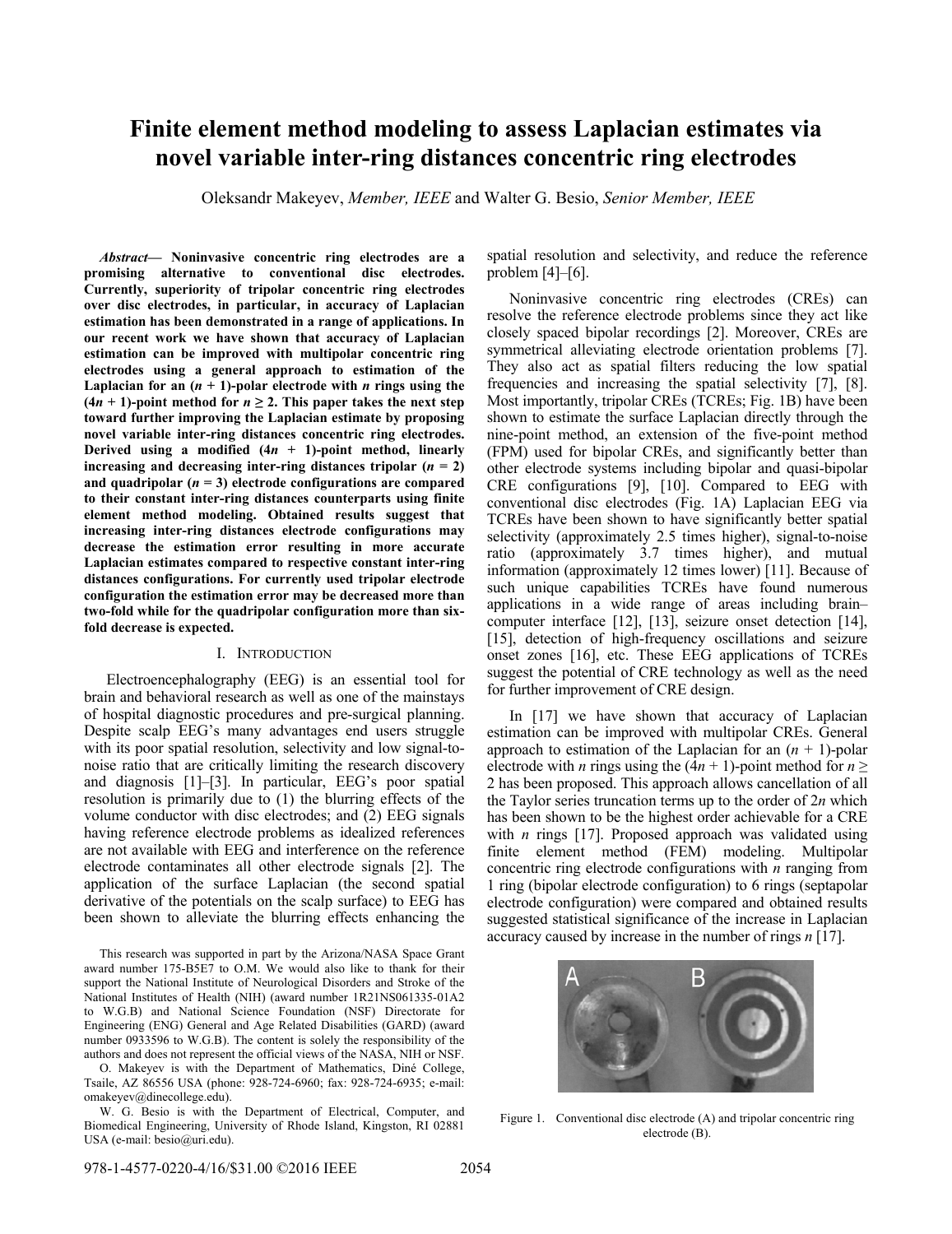# Finite element method modeling to assess Laplacian estimates via novel variable inter-ring distances concentric ring electrodes

Oleksandr Makeyev, *Member, IEEE* and Walter G. Besio, *Senior Member, IEEE*

***Abstract*— Noninvasive concentric ring electrodes are a promising alternative to conventional disc electrodes. Currently, superiority of tripolar concentric ring electrodes over disc electrodes, in particular, in accuracy of Laplacian estimation has been demonstrated in a range of applications. In our recent work we have shown that accuracy of Laplacian estimation can be improved with multipolar concentric ring electrodes using a general approach to estimation of the Laplacian for an ($n$ + 1)-polar electrode with $n$ rings using the ($4n$ + 1)-point method for $n \geq 2$. This paper takes the next step toward further improving the Laplacian estimate by proposing novel variable inter-ring distances concentric ring electrodes. Derived using a modified ($4n$ + 1)-point method, linearly increasing and decreasing inter-ring distances tripolar ($n$ = 2) and quadripolar ($n$ = 3) electrode configurations are compared to their constant inter-ring distances counterparts using finite element method modeling. Obtained results suggest that increasing inter-ring distances electrode configurations may decrease the estimation error resulting in more accurate Laplacian estimates compared to respective constant inter-ring distances configurations. For currently used tripolar electrode configuration the estimation error may be decreased more than two-fold while for the quadripolar configuration more than six-fold decrease is expected.**

## I. Introduction

Electroencephalography (EEG) is an essential tool for brain and behavioral research as well as one of the mainstays of hospital diagnostic procedures and pre-surgical planning. Despite scalp EEG's many advantages end users struggle with its poor spatial resolution, selectivity and low signal-to-noise ratio that are critically limiting the research discovery and diagnosis [1]–[3]. In particular, EEG's poor spatial resolution is primarily due to (1) the blurring effects of the volume conductor with disc electrodes; and (2) EEG signals having reference electrode problems as idealized references are not available with EEG and interference on the reference electrode contaminates all other electrode signals [2]. The application of the surface Laplacian (the second spatial derivative of the potentials on the scalp surface) to EEG has been shown to alleviate the blurring effects enhancing the spatial resolution and selectivity, and reduce the reference problem [4]–[6].

Noninvasive concentric ring electrodes (CREs) can resolve the reference electrode problems since they act like closely spaced bipolar recordings [2]. Moreover, CREs are symmetrical alleviating electrode orientation problems [7]. They also act as spatial filters reducing the low spatial frequencies and increasing the spatial selectivity [7], [8]. Most importantly, tripolar CREs (TCREs; Fig. 1B) have been shown to estimate the surface Laplacian directly through the nine-point method, an extension of the five-point method (FPM) used for bipolar CREs, and significantly better than other electrode systems including bipolar and quasi-bipolar CRE configurations [9], [10]. Compared to EEG with conventional disc electrodes (Fig. 1A) Laplacian EEG via TCREs have been shown to have significantly better spatial selectivity (approximately 2.5 times higher), signal-to-noise ratio (approximately 3.7 times higher), and mutual information (approximately 12 times lower) [11]. Because of such unique capabilities TCREs have found numerous applications in a wide range of areas including brain–computer interface [12], [13], seizure onset detection [14], [15], detection of high-frequency oscillations and seizure onset zones [16], etc. These EEG applications of TCREs suggest the potential of CRE technology as well as the need for further improvement of CRE design.

In [17] we have shown that accuracy of Laplacian estimation can be improved with multipolar CREs. General approach to estimation of the Laplacian for an ($n$ + 1)-polar electrode with $n$ rings using the ($4n$ + 1)-point method for $n \geq 2$ has been proposed. This approach allows cancellation of all the Taylor series truncation terms up to the order of $2n$ which has been shown to be the highest order achievable for a CRE with $n$ rings [17]. Proposed approach was validated using finite element method (FEM) modeling. Multipolar concentric ring electrode configurations with $n$ ranging from 1 ring (bipolar electrode configuration) to 6 rings (septapolar electrode configuration) were compared and obtained results suggested statistical significance of the increase in Laplacian accuracy caused by increase in the number of rings $n$ [17].

Figure 1. Conventional disc electrode (A) and tripolar concentric ring electrode (B).

This research was supported in part by the Arizona/NASA Space Grant award number 175-B5E7 to O.M. We would also like to thank for their support the National Institute of Neurological Disorders and Stroke of the National Institutes of Health (NIH) (award number 1R21NS061335-01A2 to W.G.B) and National Science Foundation (NSF) Directorate for Engineering (ENG) General and Age Related Disabilities (GARD) (award number 0933596 to W.G.B). The content is solely the responsibility of the authors and does not represent the official views of the NASA, NIH or NSF.

O. Makeyev is with the Department of Mathematics, Diné College, Tsaile, AZ 86556 USA (phone: 928-724-6960; fax: 928-724-6935; e-mail: omakeyev@dinecollege.edu).

W. G. Besio is with the Department of Electrical, Computer, and Biomedical Engineering, University of Rhode Island, Kingston, RI 02881 USA (e-mail: besio@uri.edu).

978-1-4577-0220-4/16/$31.00 ©2016 IEEE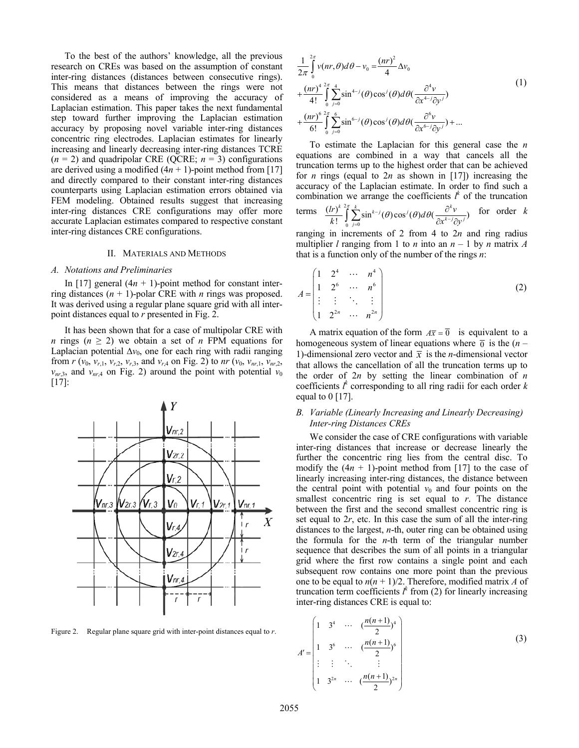To the best of the authors' knowledge, all the previous research on CREs was based on the assumption of constant inter-ring distances (distances between consecutive rings). This means that distances between the rings were not considered as a means of improving the accuracy of Laplacian estimation. This paper takes the next fundamental step toward further improving the Laplacian estimation accuracy by proposing novel variable inter-ring distances concentric ring electrodes. Laplacian estimates for linearly increasing and linearly decreasing inter-ring distances TCRE ($n$ = 2) and quadripolar CRE (QCRE; $n$ = 3) configurations are derived using a modified ($4n$ + 1)-point method from [17] and directly compared to their constant inter-ring distances counterparts using Laplacian estimation errors obtained via FEM modeling. Obtained results suggest that increasing inter-ring distances CRE configurations may offer more accurate Laplacian estimates compared to respective constant inter-ring distances CRE configurations.

## II. Materials and Methods

### A. Notations and Preliminaries

In [17] general ($4n$ + 1)-point method for constant inter-ring distances ($n$ + 1)-polar CRE with $n$ rings was proposed. It was derived using a regular plane square grid with all inter-point distances equal to $r$ presented in Fig. 2.

It has been shown that for a case of multipolar CRE with $n$ rings ($n \geq 2$) we obtain a set of $n$ FPM equations for Laplacian potential $\Delta v_0$, one for each ring with radii ranging from $r$ ($v_0$, $v_{r,1}$, $v_{r,2}$, $v_{r,3}$, and $v_{r,4}$ on Fig. 2) to $nr$ ($v_0$, $v_{nr,1}$, $v_{nr,2}$, $v_{nr,3}$, and $v_{nr,4}$ on Fig. 2) around the point with potential $v_0$ [17]:

Figure 2. Regular plane square grid with inter-point distances equal to $r$.

$$
\begin{aligned}
&\frac{1}{2\pi}\int_0^{2\pi} v(nr,\theta)d\theta - v_0 = \frac{(nr)^2}{4}\Delta v_0 \\
&+\frac{(nr)^4}{4!}\int_0^{2\pi}\sum_{j=0}^{4}\sin^{4-j}(\theta)\cos^j(\theta)d\theta\left(\frac{\partial^4 v}{\partial x^{4-j}\partial y^j}\right) \\
&+\frac{(nr)^6}{6!}\int_0^{2\pi}\sum_{j=0}^{6}\sin^{6-j}(\theta)\cos^j(\theta)d\theta\left(\frac{\partial^6 v}{\partial x^{6-j}\partial y^j}\right)+...
\end{aligned}
\tag{1}
$$

To estimate the Laplacian for this general case the $n$ equations are combined in a way that cancels all the truncation terms up to the highest order that can be achieved for $n$ rings (equal to $2n$ as shown in [17]) increasing the accuracy of the Laplacian estimate. In order to find such a combination we arrange the coefficients $l^k$ of the truncation terms $\frac{(lr)^k}{k!}\int_0^{2\pi}\sum_{j=0}^{k}\sin^{k-j}(\theta)\cos^j(\theta)d\theta\left(\frac{\partial^k v}{\partial x^{k-j}\partial y^j}\right)$ for order $k$ ranging in increments of 2 from 4 to $2n$ and ring radius multiplier $l$ ranging from 1 to $n$ into an $n$ – 1 by $n$ matrix $A$ that is a function only of the number of the rings $n$:

$$
A = \begin{pmatrix} 1 & 2^4 & \cdots & n^4 \\ 1 & 2^6 & \cdots & n^6 \\ \vdots & \vdots & \ddots & \vdots \\ 1 & 2^{2n} & \cdots & n^{2n} \end{pmatrix}
\tag{2}
$$

A matrix equation of the form $A\bar{x} = \bar{0}$ is equivalent to a homogeneous system of linear equations where $\bar{0}$ is the ($n$ – 1)-dimensional zero vector and $\bar{x}$ is the $n$-dimensional vector that allows the cancellation of all the truncation terms up to the order of $2n$ by setting the linear combination of $n$ coefficients $l^k$ corresponding to all ring radii for each order $k$ equal to 0 [17].

### B. Variable (Linearly Increasing and Linearly Decreasing) Inter-ring Distances CREs

We consider the case of CRE configurations with variable inter-ring distances that increase or decrease linearly the further the concentric ring lies from the central disc. To modify the ($4n$ + 1)-point method from [17] to the case of linearly increasing inter-ring distances, the distance between the central point with potential $v_0$ and four points on the smallest concentric ring is set equal to $r$. The distance between the first and the second smallest concentric ring is set equal to $2r$, etc. In this case the sum of all the inter-ring distances to the largest, $n$-th, outer ring can be obtained using the formula for the $n$-th term of the triangular number sequence that describes the sum of all points in a triangular grid where the first row contains a single point and each subsequent row contains one more point than the previous one to be equal to $n(n + 1)/2$. Therefore, modified matrix $A$ of truncation term coefficients $l^k$ from (2) for linearly increasing inter-ring distances CRE is equal to:

$$
A' = \begin{pmatrix} 1 & 3^4 & \cdots & (\frac{n(n+1)}{2})^4 \\ 1 & 3^6 & \cdots & (\frac{n(n+1)}{2})^6 \\ \vdots & \vdots & \ddots & \vdots \\ 1 & 3^{2n} & \cdots & (\frac{n(n+1)}{2})^{2n} \end{pmatrix}
\tag{3}
$$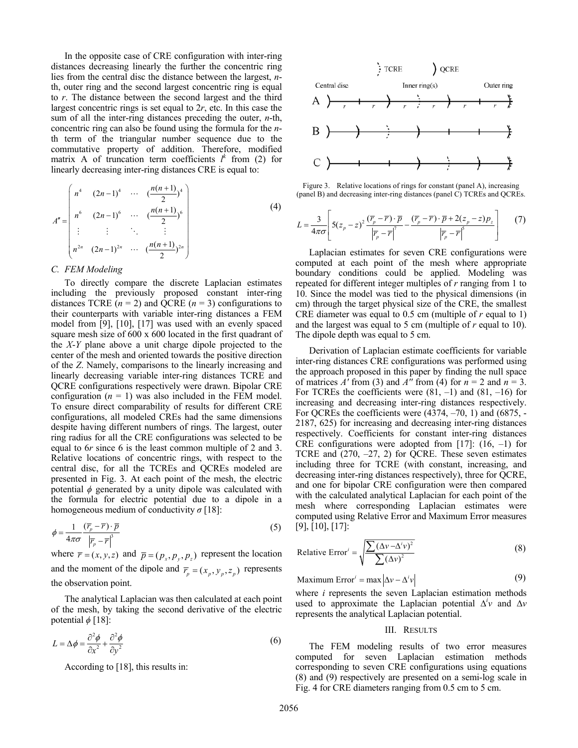In the opposite case of CRE configuration with inter-ring distances decreasing linearly the further the concentric ring lies from the central disc the distance between the largest, $n$-th, outer ring and the second largest concentric ring is equal to $r$. The distance between the second largest and the third largest concentric rings is set equal to $2r$, etc. In this case the sum of all the inter-ring distances preceding the outer, $n$-th, concentric ring can also be found using the formula for the $n$-th term of the triangular number sequence due to the commutative property of addition. Therefore, modified matrix A of truncation term coefficients $l^k$ from (2) for linearly decreasing inter-ring distances CRE is equal to:

$$A'' = \begin{pmatrix} n^4 & (2n-1)^4 & \cdots & (\frac{n(n+1)}{2})^4 \\ n^6 & (2n-1)^6 & \cdots & (\frac{n(n+1)}{2})^6 \\ \vdots & \vdots & \ddots & \vdots \\ n^{2n} & (2n-1)^{2n} & \cdots & (\frac{n(n+1)}{2})^{2n} \end{pmatrix} \tag{4}$$

### C. FEM Modeling

To directly compare the discrete Laplacian estimates including the previously proposed constant inter-ring distances TCRE ($n = 2$) and QCRE ($n = 3$) configurations to their counterparts with variable inter-ring distances a FEM model from [9], [10], [17] was used with an evenly spaced square mesh size of 600 x 600 located in the first quadrant of the $X$-$Y$ plane above a unit charge dipole projected to the center of the mesh and oriented towards the positive direction of the $Z$. Namely, comparisons to the linearly increasing and linearly decreasing variable inter-ring distances TCRE and QCRE configurations respectively were drawn. Bipolar CRE configuration ($n = 1$) was also included in the FEM model. To ensure direct comparability of results for different CRE configurations, all modeled CREs had the same dimensions despite having different numbers of rings. The largest, outer ring radius for all the CRE configurations was selected to be equal to $6r$ since 6 is the least common multiple of 2 and 3. Relative locations of concentric rings, with respect to the central disc, for all the TCREs and QCREs modeled are presented in Fig. 3. At each point of the mesh, the electric potential $\phi$ generated by a unity dipole was calculated with the formula for electric potential due to a dipole in a homogeneous medium of conductivity $\sigma$ [18]:

$$\phi = \frac{1}{4\pi\sigma} \frac{(\overline{r_p} - \overline{r}) \cdot \overline{p}}{\left|\overline{r_p} - \overline{r}\right|^3} \tag{5}$$

where $\overline{r} = (x, y, z)$ and $\overline{p} = (p_x, p_y, p_z)$ represent the location and the moment of the dipole and $\overline{r_p} = (x_p, y_p, z_p)$ represents the observation point.

The analytical Laplacian was then calculated at each point of the mesh, by taking the second derivative of the electric potential $\phi$ [18]:

$$L = \Delta\phi = \frac{\partial^2\phi}{\partial x^2} + \frac{\partial^2\phi}{\partial y^2} \tag{6}$$

According to [18], this results in:

Figure 3. Relative locations of rings for constant (panel A), increasing (panel B) and decreasing inter-ring distances (panel C) TCREs and QCREs.

$$L = \frac{3}{4\pi\sigma}\left[5(z_p - z)^2 \frac{(\overline{r_p} - \overline{r}) \cdot \overline{p}}{\left|\overline{r_p} - \overline{r}\right|^7} - \frac{(\overline{r_p} - \overline{r}) \cdot \overline{p} + 2(z_p - z)p_z}{\left|\overline{r_p} - \overline{r}\right|^5}\right] \tag{7}$$

Laplacian estimates for seven CRE configurations were computed at each point of the mesh where appropriate boundary conditions could be applied. Modeling was repeated for different integer multiples of $r$ ranging from 1 to 10. Since the model was tied to the physical dimensions (in cm) through the target physical size of the CRE, the smallest CRE diameter was equal to 0.5 cm (multiple of $r$ equal to 1) and the largest was equal to 5 cm (multiple of $r$ equal to 10). The dipole depth was equal to 5 cm.

Derivation of Laplacian estimate coefficients for variable inter-ring distances CRE configurations was performed using the approach proposed in this paper by finding the null space of matrices $A'$ from (3) and $A''$ from (4) for $n = 2$ and $n = 3$. For TCREs the coefficients were (81, –1) and (81, –16) for increasing and decreasing inter-ring distances respectively. For QCREs the coefficients were (4374, –70, 1) and (6875, -2187, 625) for increasing and decreasing inter-ring distances respectively. Coefficients for constant inter-ring distances CRE configurations were adopted from [17]: (16, –1) for TCRE and (270, –27, 2) for QCRE. These seven estimates including three for TCRE (with constant, increasing, and decreasing inter-ring distances respectively), three for QCRE, and one for bipolar CRE configuration were then compared with the calculated analytical Laplacian for each point of the mesh where corresponding Laplacian estimates were computed using Relative Error and Maximum Error measures [9], [10], [17]:

$$\text{Relative Error}^i = \sqrt{\frac{\sum(\Delta v - \Delta^i v)^2}{\sum(\Delta v)^2}} \tag{8}$$

$$\text{Maximum Error}^i = \max\left|\Delta v - \Delta^i v\right| \tag{9}$$

where $i$ represents the seven Laplacian estimation methods used to approximate the Laplacian potential $\Delta^i v$ and $\Delta v$ represents the analytical Laplacian potential.

## III. Results

The FEM modeling results of two error measures computed for seven Laplacian estimation methods corresponding to seven CRE configurations using equations (8) and (9) respectively are presented on a semi-log scale in Fig. 4 for CRE diameters ranging from 0.5 cm to 5 cm.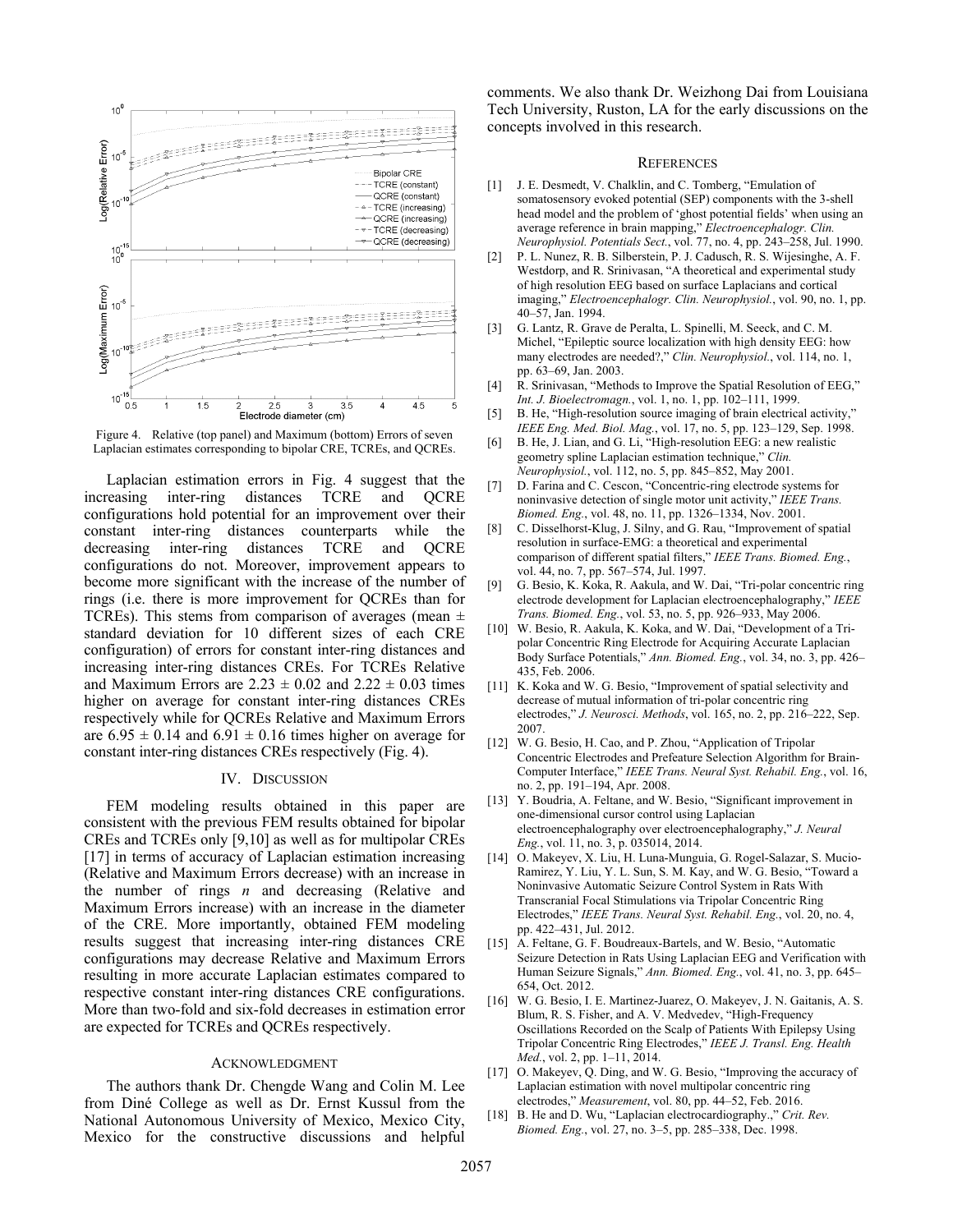$10^{0}$

$10^{-5}$

$10^{-10}$

$10^{-15}$

Log(Relative Error)

Bipolar CRE
TCRE (constant)
QCRE (constant)
TCRE (increasing)
QCRE (increasing)
TCRE (decreasing)
QCRE (decreasing)

$10^{0}$

$10^{-5}$

$10^{-10}$

$10^{-15}$

Log(Maximum Error)

0.5 1 1.5 2 2.5 3 3.5 4 4.5 5

Electrode diameter (cm)

Figure 4. Relative (top panel) and Maximum (bottom) Errors of seven Laplacian estimates corresponding to bipolar CRE, TCREs, and QCREs.

Laplacian estimation errors in Fig. 4 suggest that the increasing inter-ring distances TCRE and QCRE configurations hold potential for an improvement over their constant inter-ring distances counterparts while the decreasing inter-ring distances TCRE and QCRE configurations do not. Moreover, improvement appears to become more significant with the increase of the number of rings (i.e. there is more improvement for QCREs than for TCREs). This stems from comparison of averages (mean ± standard deviation for 10 different sizes of each CRE configuration) of errors for constant inter-ring distances and increasing inter-ring distances CREs. For TCREs Relative and Maximum Errors are $2.23 \pm 0.02$ and $2.22 \pm 0.03$ times higher on average for constant inter-ring distances CREs respectively while for QCREs Relative and Maximum Errors are $6.95 \pm 0.14$ and $6.91 \pm 0.16$ times higher on average for constant inter-ring distances CREs respectively (Fig. 4).

## IV. Discussion

FEM modeling results obtained in this paper are consistent with the previous FEM results obtained for bipolar CREs and TCREs only [9,10] as well as for multipolar CREs [17] in terms of accuracy of Laplacian estimation increasing (Relative and Maximum Errors decrease) with an increase in the number of rings $n$ and decreasing (Relative and Maximum Errors increase) with an increase in the diameter of the CRE. More importantly, obtained FEM modeling results suggest that increasing inter-ring distances CRE configurations may decrease Relative and Maximum Errors resulting in more accurate Laplacian estimates compared to respective constant inter-ring distances CRE configurations. More than two-fold and six-fold decreases in estimation error are expected for TCREs and QCREs respectively.

## Acknowledgment

The authors thank Dr. Chengde Wang and Colin M. Lee from Diné College as well as Dr. Ernst Kussul from the National Autonomous University of Mexico, Mexico City, Mexico for the constructive discussions and helpful comments. We also thank Dr. Weizhong Dai from Louisiana Tech University, Ruston, LA for the early discussions on the concepts involved in this research.

## References

[1] J. E. Desmedt, V. Chalklin, and C. Tomberg, "Emulation of somatosensory evoked potential (SEP) components with the 3-shell head model and the problem of 'ghost potential fields' when using an average reference in brain mapping," *Electroencephalogr. Clin. Neurophysiol. Potentials Sect.*, vol. 77, no. 4, pp. 243–258, Jul. 1990.

[2] P. L. Nunez, R. B. Silberstein, P. J. Cadusch, R. S. Wijesinghe, A. F. Westdorp, and R. Srinivasan, "A theoretical and experimental study of high resolution EEG based on surface Laplacians and cortical imaging," *Electroencephalogr. Clin. Neurophysiol.*, vol. 90, no. 1, pp. 40–57, Jan. 1994.

[3] G. Lantz, R. Grave de Peralta, L. Spinelli, M. Seeck, and C. M. Michel, "Epileptic source localization with high density EEG: how many electrodes are needed?," *Clin. Neurophysiol.*, vol. 114, no. 1, pp. 63–69, Jan. 2003.

[4] R. Srinivasan, "Methods to Improve the Spatial Resolution of EEG," *Int. J. Bioelectromagn.*, vol. 1, no. 1, pp. 102–111, 1999.

[5] B. He, "High-resolution source imaging of brain electrical activity," *IEEE Eng. Med. Biol. Mag.*, vol. 17, no. 5, pp. 123–129, Sep. 1998.

[6] B. He, J. Lian, and G. Li, "High-resolution EEG: a new realistic geometry spline Laplacian estimation technique," *Clin. Neurophysiol.*, vol. 112, no. 5, pp. 845–852, May 2001.

[7] D. Farina and C. Cescon, "Concentric-ring electrode systems for noninvasive detection of single motor unit activity," *IEEE Trans. Biomed. Eng.*, vol. 48, no. 11, pp. 1326–1334, Nov. 2001.

[8] C. Disselhorst-Klug, J. Silny, and G. Rau, "Improvement of spatial resolution in surface-EMG: a theoretical and experimental comparison of different spatial filters," *IEEE Trans. Biomed. Eng.*, vol. 44, no. 7, pp. 567–574, Jul. 1997.

[9] G. Besio, K. Koka, R. Aakula, and W. Dai, "Tri-polar concentric ring electrode development for Laplacian electroencephalography," *IEEE Trans. Biomed. Eng.*, vol. 53, no. 5, pp. 926–933, May 2006.

[10] W. Besio, R. Aakula, K. Koka, and W. Dai, "Development of a Tri-polar Concentric Ring Electrode for Acquiring Accurate Laplacian Body Surface Potentials," *Ann. Biomed. Eng.*, vol. 34, no. 3, pp. 426–435, Feb. 2006.

[11] K. Koka and W. G. Besio, "Improvement of spatial selectivity and decrease of mutual information of tri-polar concentric ring electrodes," *J. Neurosci. Methods*, vol. 165, no. 2, pp. 216–222, Sep. 2007.

[12] W. G. Besio, H. Cao, and P. Zhou, "Application of Tripolar Concentric Electrodes and Prefeature Selection Algorithm for Brain-Computer Interface," *IEEE Trans. Neural Syst. Rehabil. Eng.*, vol. 16, no. 2, pp. 191–194, Apr. 2008.

[13] Y. Boudria, A. Feltane, and W. Besio, "Significant improvement in one-dimensional cursor control using Laplacian electroencephalography over electroencephalography," *J. Neural Eng.*, vol. 11, no. 3, p. 035014, 2014.

[14] O. Makeyev, X. Liu, H. Luna-Munguia, G. Rogel-Salazar, S. Mucio-Ramirez, Y. Liu, Y. L. Sun, S. M. Kay, and W. G. Besio, "Toward a Noninvasive Automatic Seizure Control System in Rats With Transcranial Focal Stimulations via Tripolar Concentric Ring Electrodes," *IEEE Trans. Neural Syst. Rehabil. Eng.*, vol. 20, no. 4, pp. 422–431, Jul. 2012.

[15] A. Feltane, G. F. Boudreaux-Bartels, and W. Besio, "Automatic Seizure Detection in Rats Using Laplacian EEG and Verification with Human Seizure Signals," *Ann. Biomed. Eng.*, vol. 41, no. 3, pp. 645–654, Oct. 2012.

[16] W. G. Besio, I. E. Martinez-Juarez, O. Makeyev, J. N. Gaitanis, A. S. Blum, R. S. Fisher, and A. V. Medvedev, "High-Frequency Oscillations Recorded on the Scalp of Patients With Epilepsy Using Tripolar Concentric Ring Electrodes," *IEEE J. Transl. Eng. Health Med.*, vol. 2, pp. 1–11, 2014.

[17] O. Makeyev, Q. Ding, and W. G. Besio, "Improving the accuracy of Laplacian estimation with novel multipolar concentric ring electrodes," *Measurement*, vol. 80, pp. 44–52, Feb. 2016.

[18] B. He and D. Wu, "Laplacian electrocardiography.," *Crit. Rev. Biomed. Eng.*, vol. 27, no. 3–5, pp. 285–338, Dec. 1998.